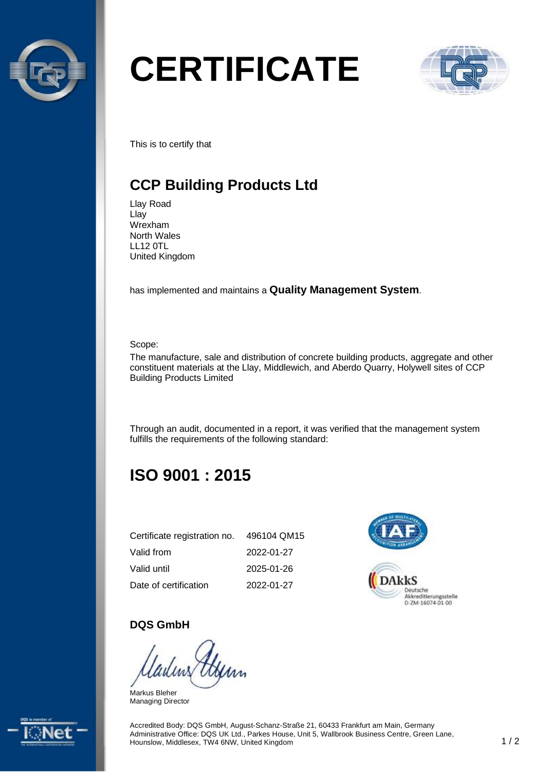# CERTIFICATE

This is to certify that

## CCP Building Products Ltd

Llay Road
Llay
Wrexham
North Wales
LL12 0TL
United Kingdom

has implemented and maintains a **Quality Management System**.

Scope:
The manufacture, sale and distribution of concrete building products, aggregate and other constituent materials at the Llay, Middlewich, and Aberdo Quarry, Holywell sites of CCP Building Products Limited

Through an audit, documented in a report, it was verified that the management system fulfills the requirements of the following standard:

## ISO 9001 : 2015

| | |
|---|---|
| Certificate registration no. | 496104 QM15 |
| Valid from | 2022-01-27 |
| Valid until | 2025-01-26 |
| Date of certification | 2022-01-27 |

DAkkS
Deutsche Akkreditierungsstelle
D-ZM-16074-01-00

**DQS GmbH**

Markus Bleher
Managing Director

Accredited Body: DQS GmbH, August-Schanz-Straße 21, 60433 Frankfurt am Main, Germany
Administrative Office: DQS UK Ltd., Parkes House, Unit 5, Wallbrook Business Centre, Green Lane, Hounslow, Middlesex, TW4 6NW, United Kingdom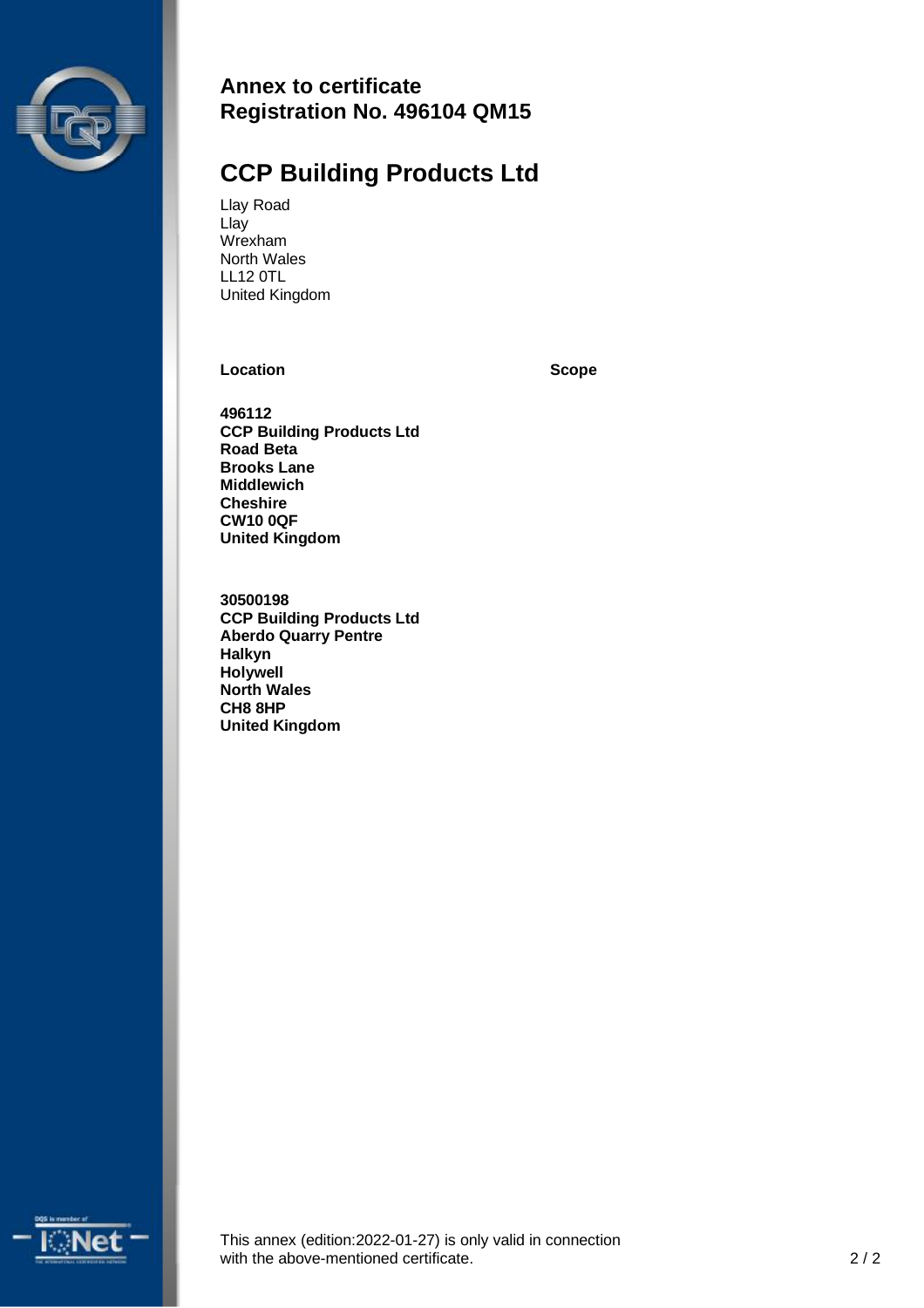**Annex to certificate**
**Registration No. 496104 QM15**

# CCP Building Products Ltd

Llay Road
Llay
Wrexham
North Wales
LL12 0TL
United Kingdom

| Location | Scope |
|---|---|
| **496112**<br>**CCP Building Products Ltd**<br>**Road Beta**<br>**Brooks Lane**<br>**Middlewich**<br>**Cheshire**<br>**CW10 0QF**<br>**United Kingdom** | |
| **30500198**<br>**CCP Building Products Ltd**<br>**Aberdo Quarry Pentre**<br>**Halkyn**<br>**Holywell**<br>**North Wales**<br>**CH8 8HP**<br>**United Kingdom** | |

This annex (edition:2022-01-27) is only valid in connection with the above-mentioned certificate.